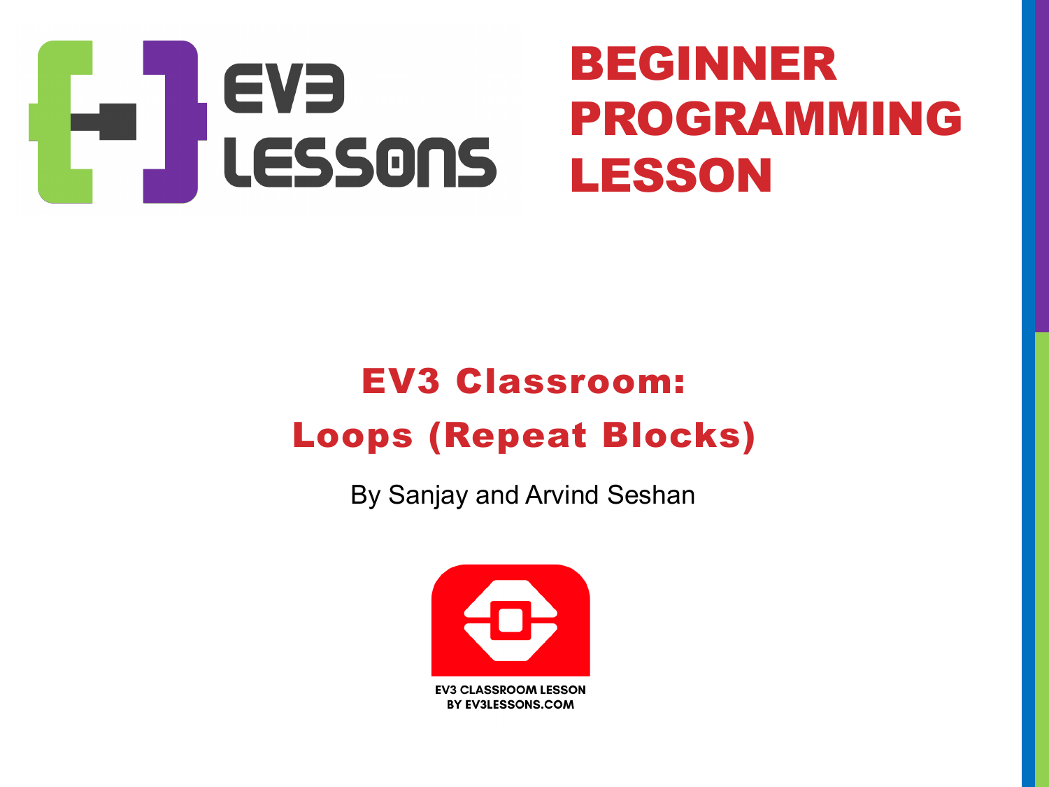# BEGINNER PROGRAMMING LESSON

## EV3 Classroom: Loops (Repeat Blocks)

By Sanjay and Arvind Seshan

EV3 CLASSROOM LESSON
BY EV3LESSONS.COM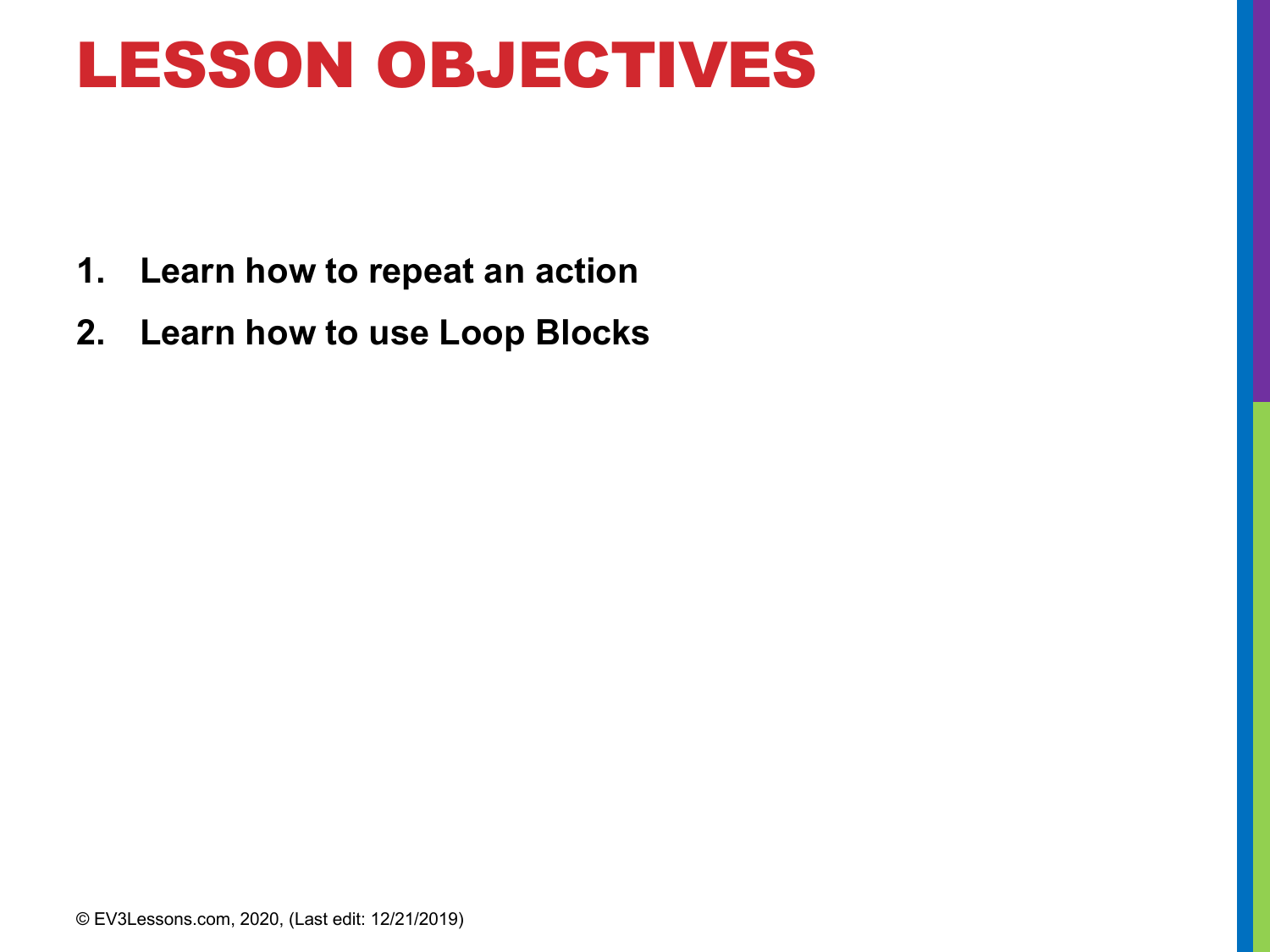# LESSON OBJECTIVES

1. **Learn how to repeat an action**
2. **Learn how to use Loop Blocks**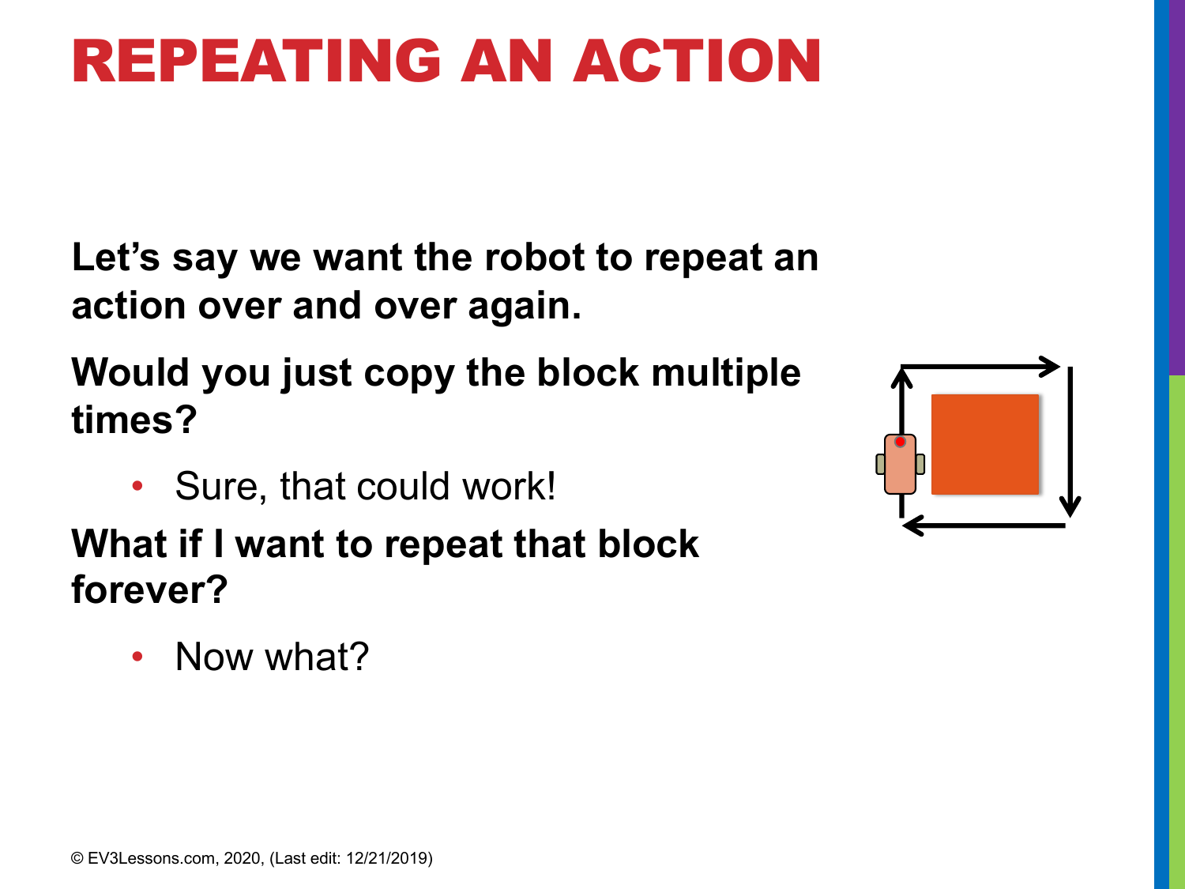# REPEATING AN ACTION

**Let's say we want the robot to repeat an action over and over again.**

**Would you just copy the block multiple times?**

- Sure, that could work!

**What if I want to repeat that block forever?**

- Now what?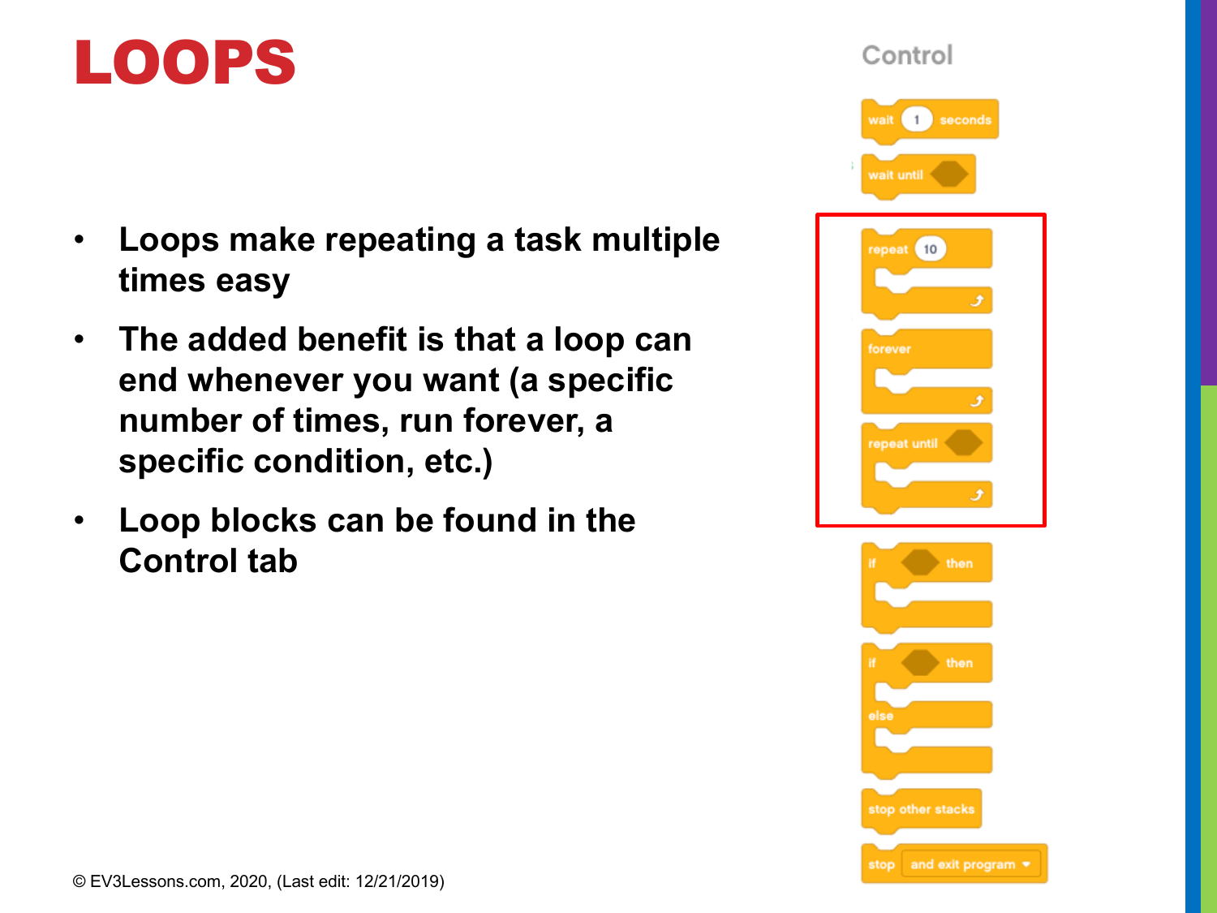# LOOPS

- **Loops make repeating a task multiple times easy**
- **The added benefit is that a loop can end whenever you want (a specific number of times, run forever, a specific condition, etc.)**
- **Loop blocks can be found in the Control tab**

Control

wait 1 seconds

wait until

repeat 10

forever

repeat until

if then

if then else

stop other stacks

stop and exit program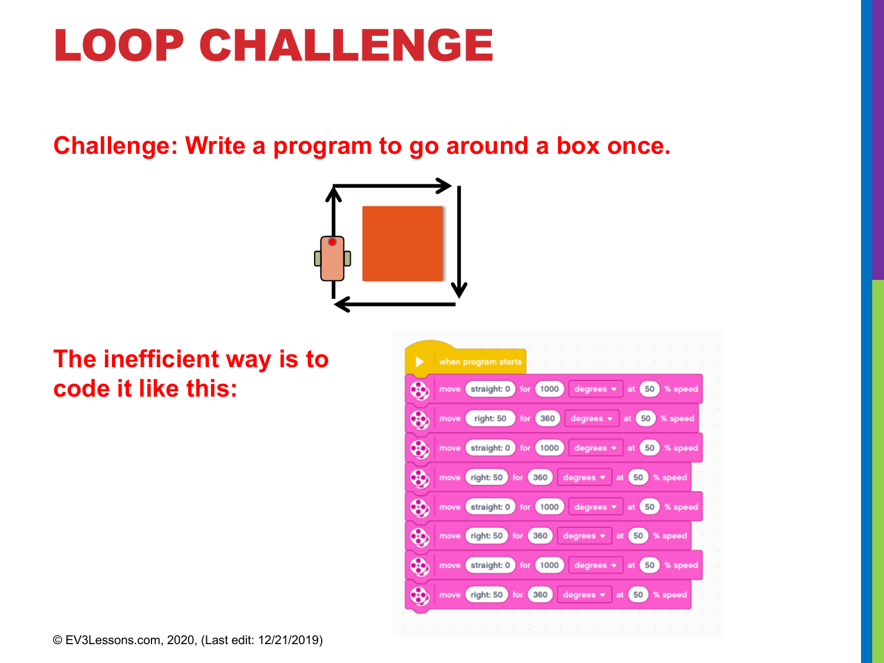# LOOP CHALLENGE

**Challenge: Write a program to go around a box once.**

**The inefficient way is to code it like this:**

```
when program starts
move straight: 0 for 1000 degrees at 50 % speed
move right: 50 for 360 degrees at 50 % speed
move straight: 0 for 1000 degrees at 50 % speed
move right: 50 for 360 degrees at 50 % speed
move straight: 0 for 1000 degrees at 50 % speed
move right: 50 for 360 degrees at 50 % speed
move straight: 0 for 1000 degrees at 50 % speed
move right: 50 for 360 degrees at 50 % speed
```

© EV3Lessons.com, 2020, (Last edit: 12/21/2019)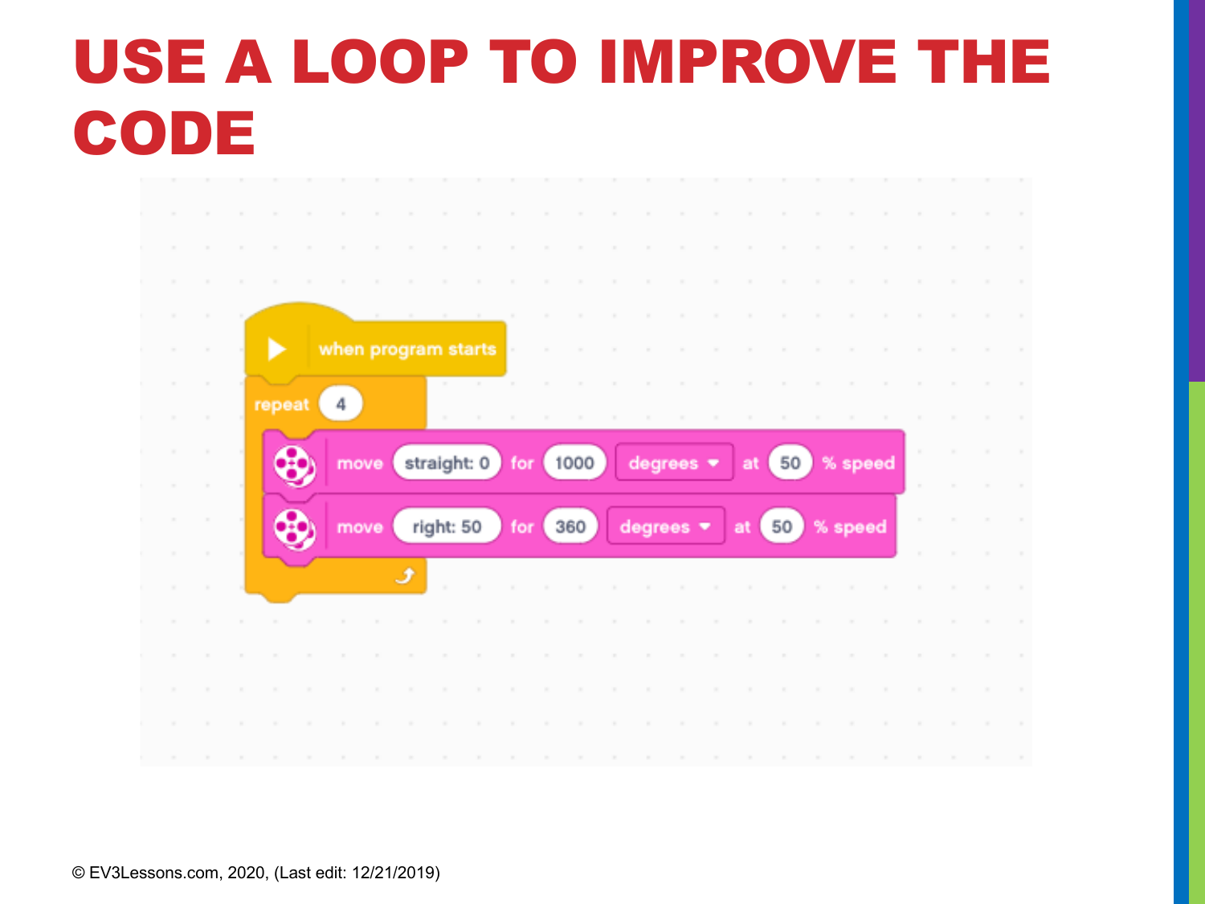# USE A LOOP TO IMPROVE THE CODE

```
when program starts
repeat 4
    move straight: 0 for 1000 degrees at 50 % speed
    move right: 50 for 360 degrees at 50 % speed
```

© EV3Lessons.com, 2020, (Last edit: 12/21/2019)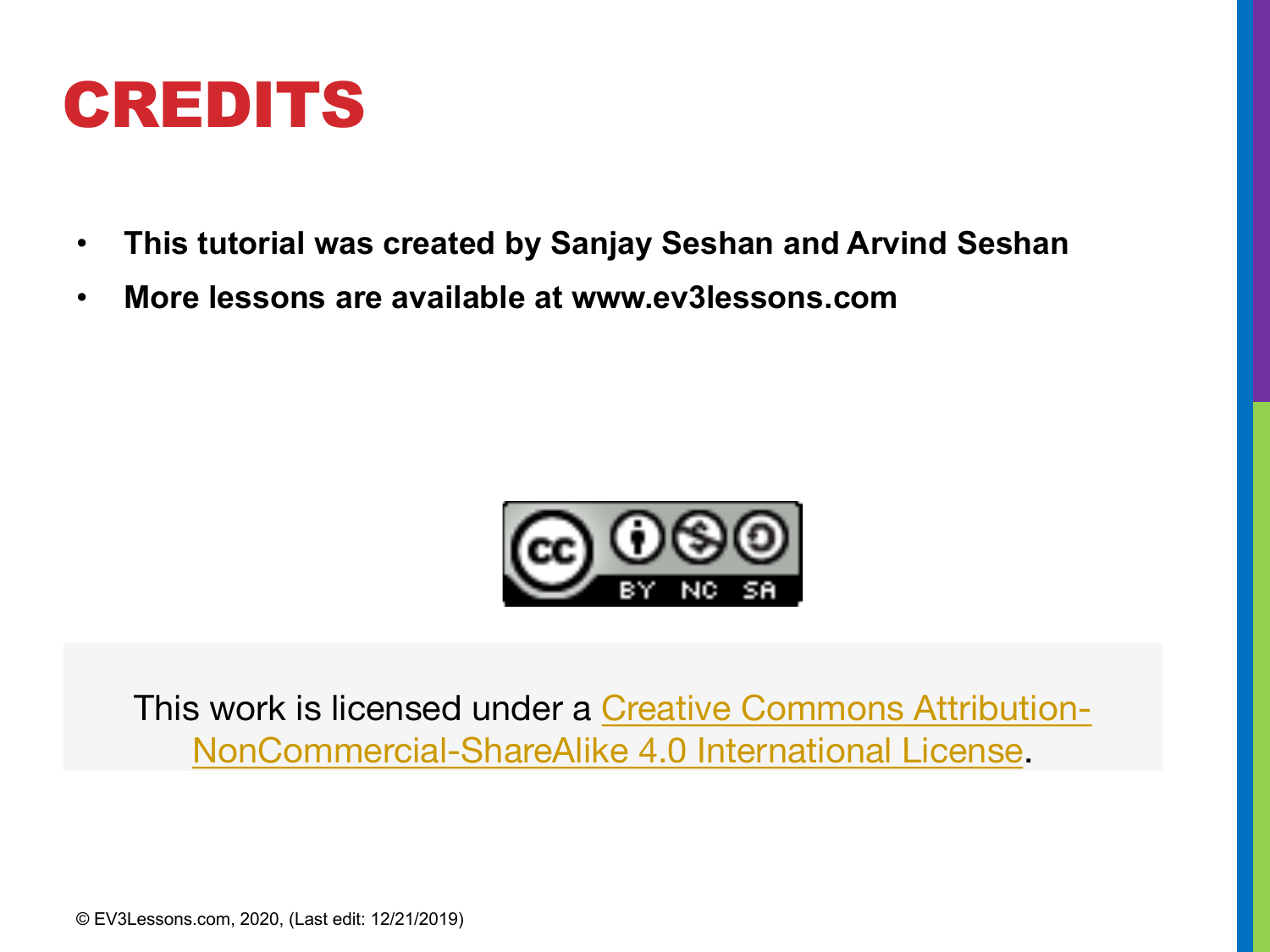# CREDITS

- **This tutorial was created by Sanjay Seshan and Arvind Seshan**
- **More lessons are available at www.ev3lessons.com**

This work is licensed under a Creative Commons Attribution-NonCommercial-ShareAlike 4.0 International License.

© EV3Lessons.com, 2020, (Last edit: 12/21/2019)